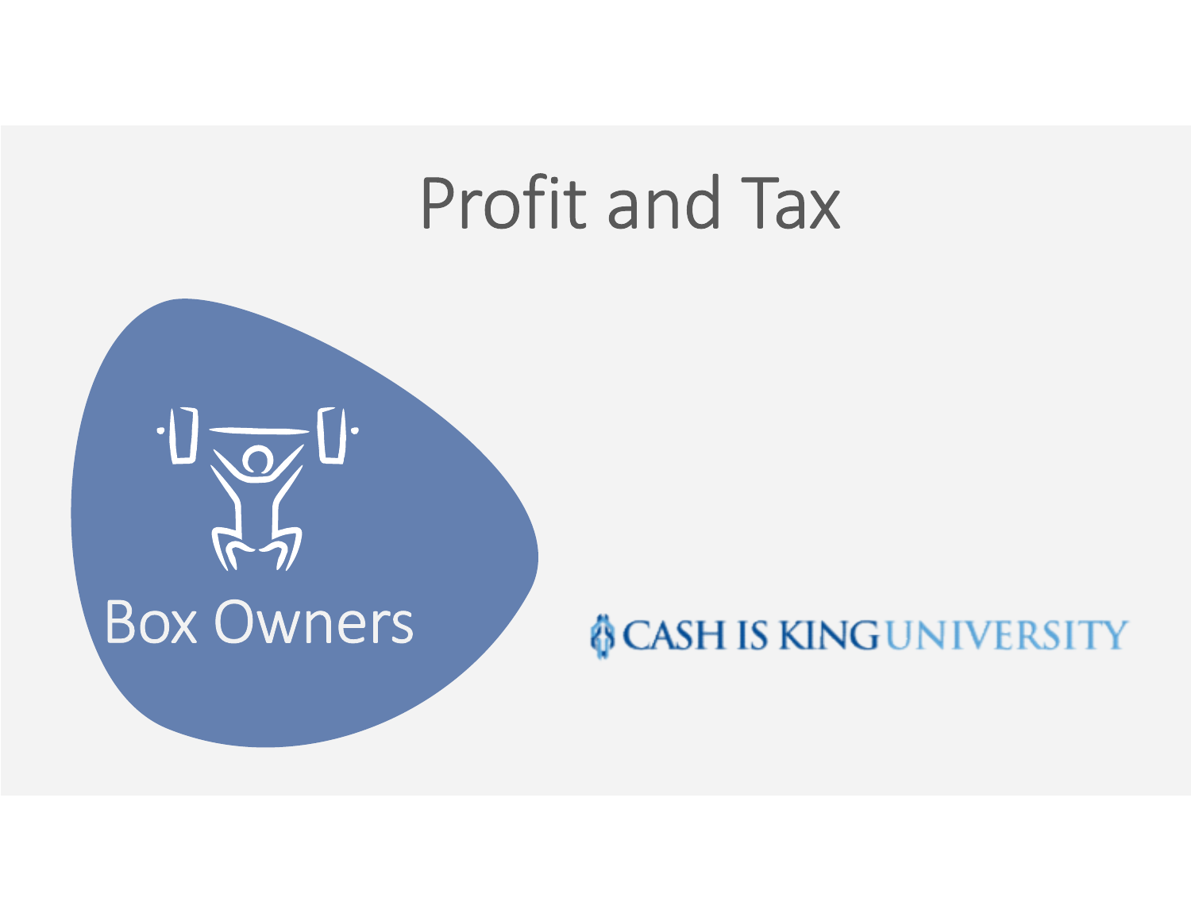# Profit and Tax

Box Owners

CASH IS KING UNIVERSITY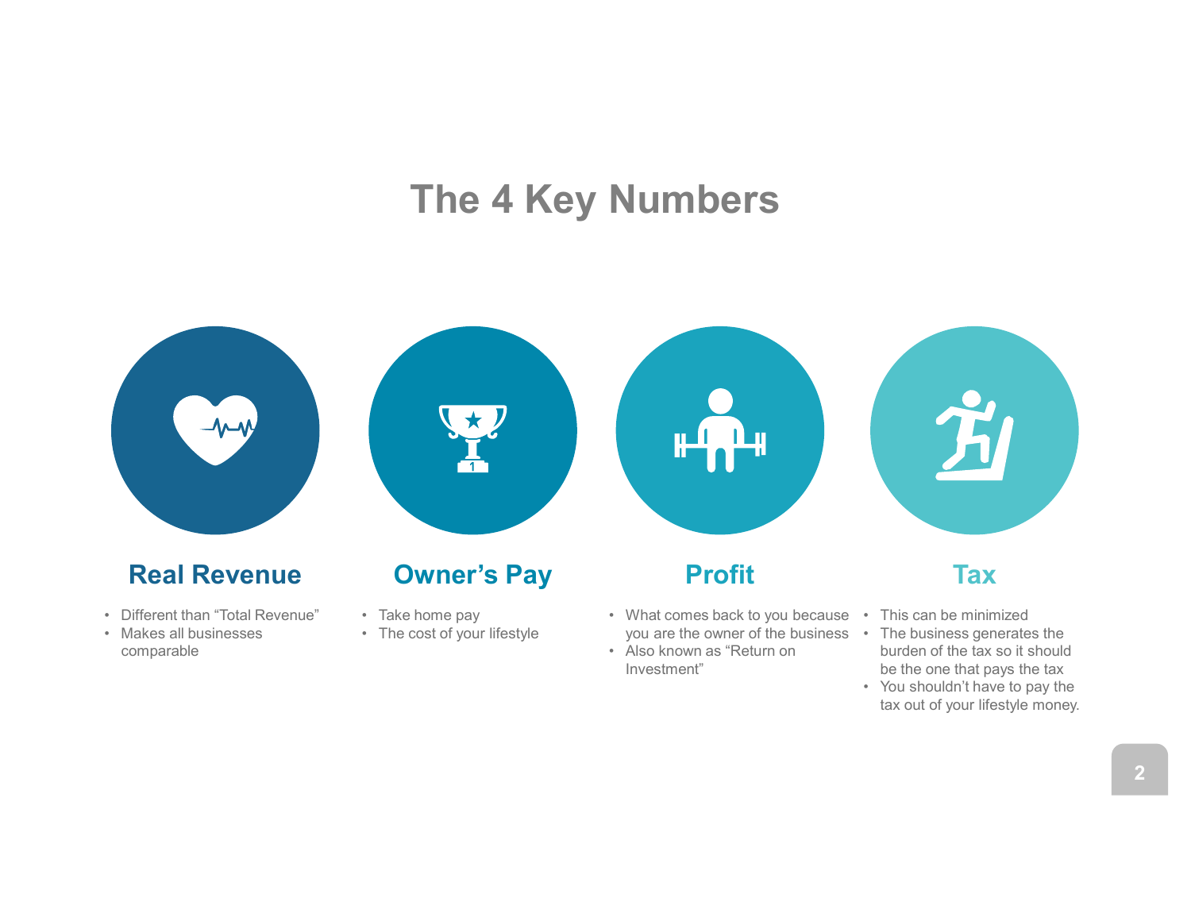# The 4 Key Numbers

## Real Revenue

- Different than "Total Revenue"
- Makes all businesses comparable

## Owner's Pay

- Take home pay
- The cost of your lifestyle

## Profit

- What comes back to you because you are the owner of the business
- Also known as "Return on Investment"

## Tax

- This can be minimized
- The business generates the burden of the tax so it should be the one that pays the tax
- You shouldn't have to pay the tax out of your lifestyle money.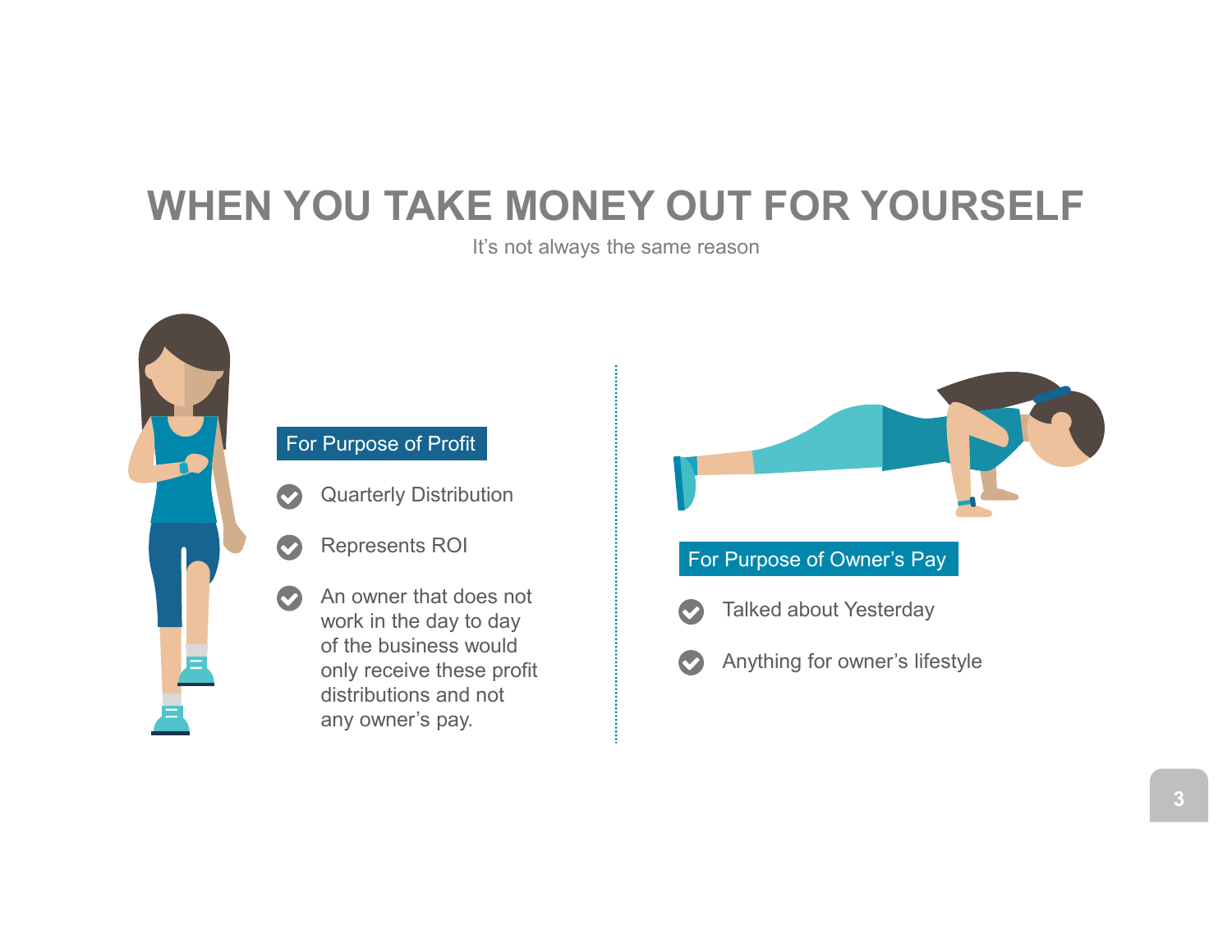# WHEN YOU TAKE MONEY OUT FOR YOURSELF

It's not always the same reason

## For Purpose of Profit

- Quarterly Distribution
- Represents ROI
- An owner that does not work in the day to day of the business would only receive these profit distributions and not any owner's pay.

## For Purpose of Owner's Pay

- Talked about Yesterday
- Anything for owner's lifestyle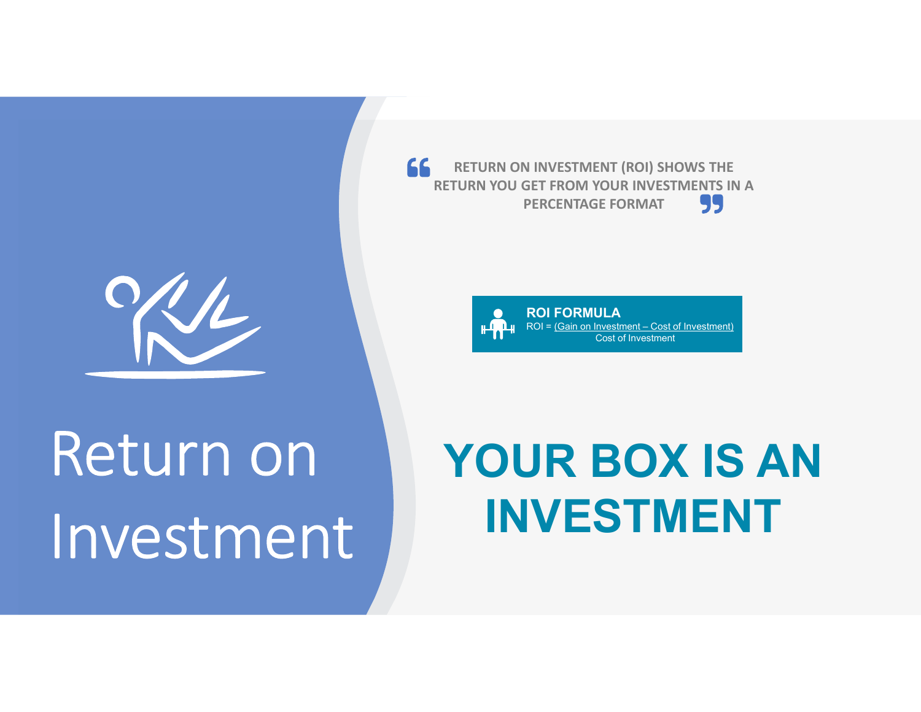# Return on Investment

> **RETURN ON INVESTMENT (ROI) SHOWS THE RETURN YOU GET FROM YOUR INVESTMENTS IN A PERCENTAGE FORMAT**

**ROI FORMULA**

$$ROI = \frac{\text{Gain on Investment} - \text{Cost of Investment}}{\text{Cost of Investment}}$$

# YOUR BOX IS AN INVESTMENT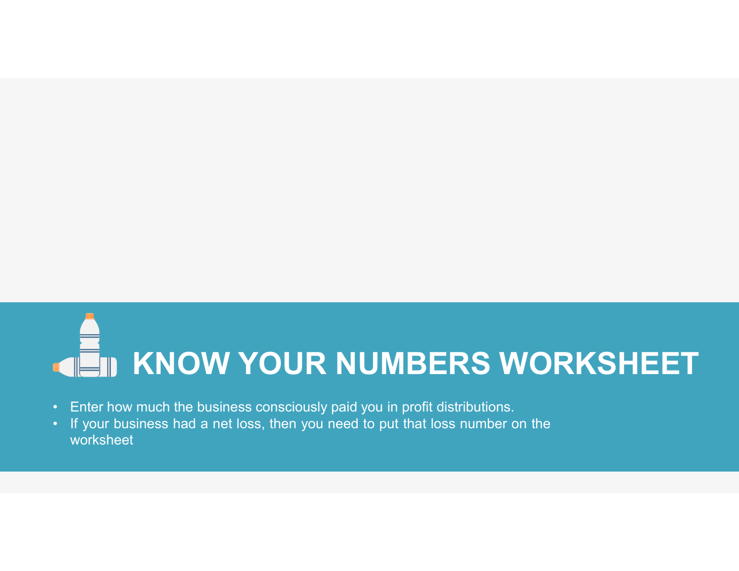# KNOW YOUR NUMBERS WORKSHEET

- Enter how much the business consciously paid you in profit distributions.
- If your business had a net loss, then you need to put that loss number on the worksheet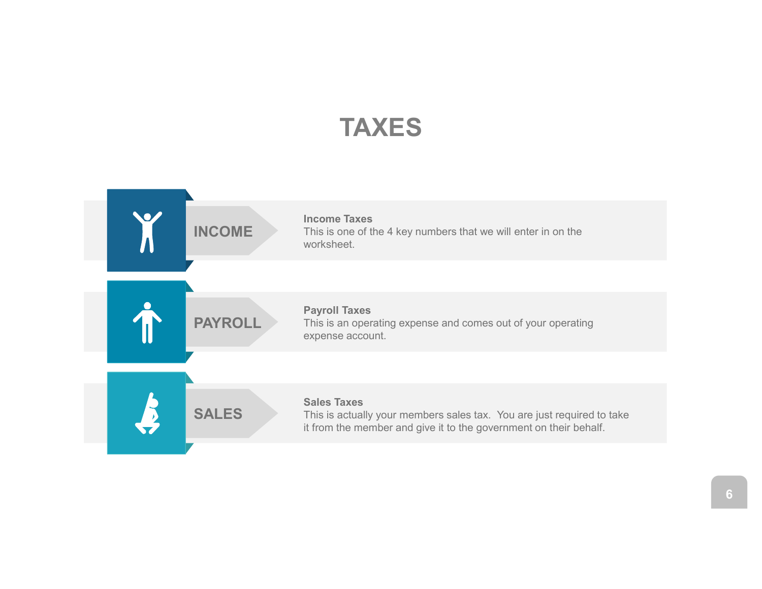# TAXES

**INCOME**

**Income Taxes**
This is one of the 4 key numbers that we will enter in on the worksheet.

**PAYROLL**

**Payroll Taxes**
This is an operating expense and comes out of your operating expense account.

**SALES**

**Sales Taxes**
This is actually your members sales tax. You are just required to take it from the member and give it to the government on their behalf.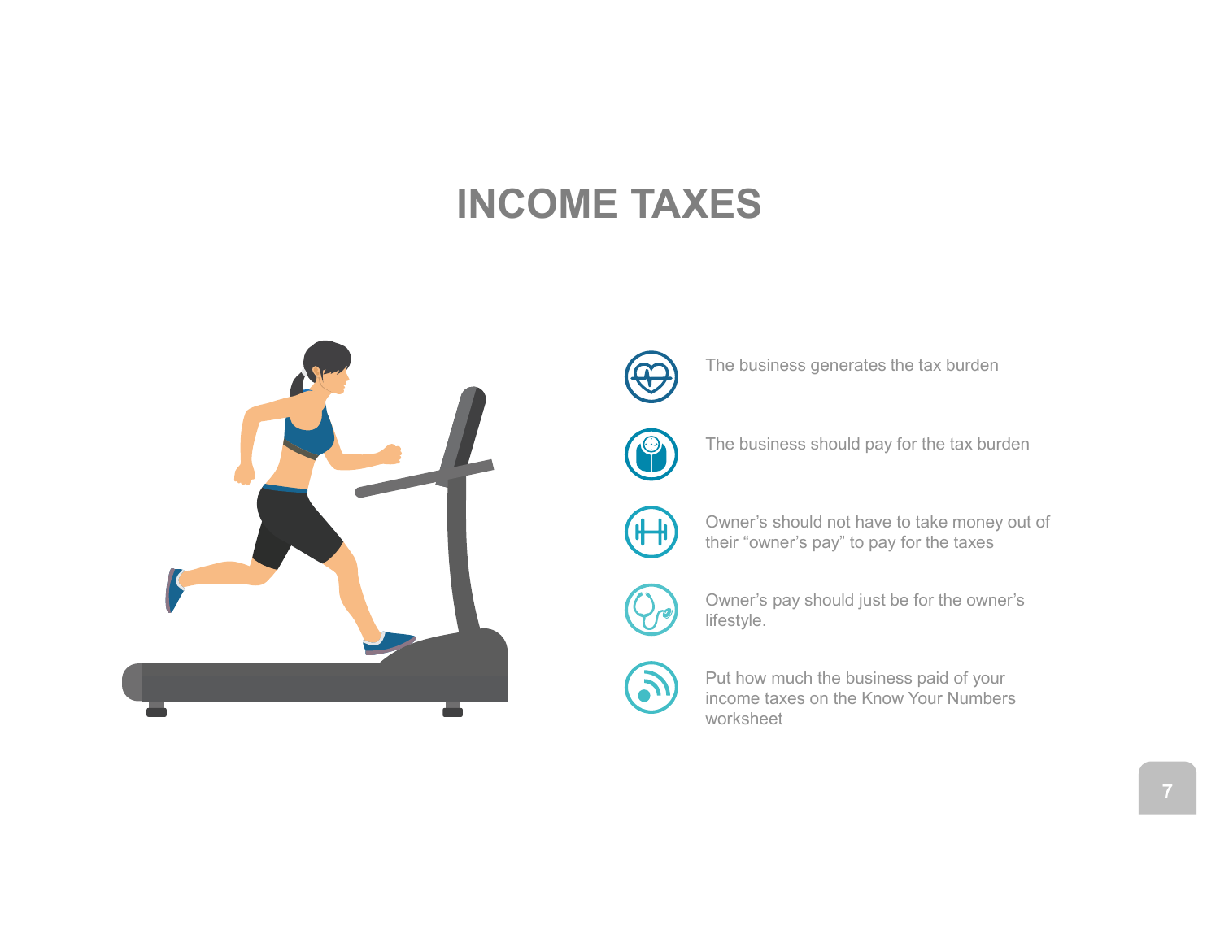# INCOME TAXES

- The business generates the tax burden
- The business should pay for the tax burden
- Owner's should not have to take money out of their "owner's pay" to pay for the taxes
- Owner's pay should just be for the owner's lifestyle.
- Put how much the business paid of your income taxes on the Know Your Numbers worksheet